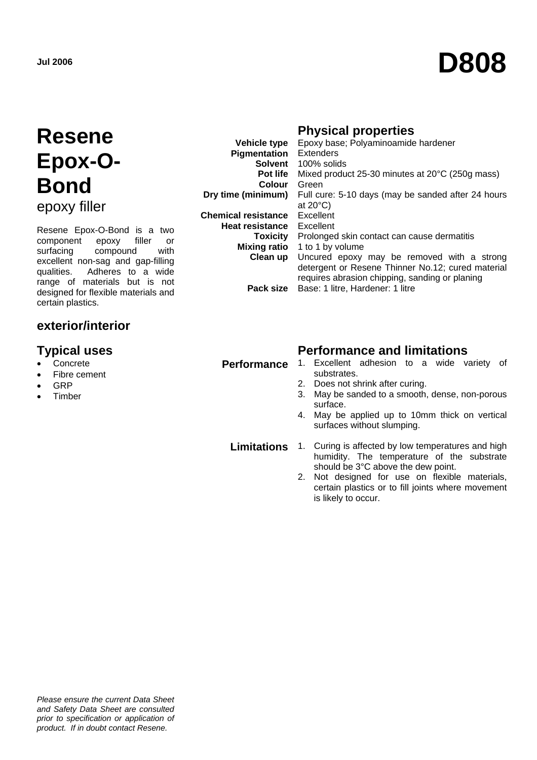Jul 2006

# D808

# Resene Epox-O-Bond

epoxy filler

Resene Epox-O-Bond is a two component epoxy filler or surfacing compound with excellent non-sag and gap-filling qualities. Adheres to a wide range of materials but is not designed for flexible materials and certain plastics.

### exterior/interior

## Typical uses

- Concrete
- Fibre cement
- GRP
- Timber

## Physical properties

| | |
|---|---|
| **Vehicle type** | Epoxy base; Polyaminoamide hardener |
| **Pigmentation** | Extenders |
| **Solvent** | 100% solids |
| **Pot life** | Mixed product 25-30 minutes at 20°C (250g mass) |
| **Colour** | Green |
| **Dry time (minimum)** | Full cure: 5-10 days (may be sanded after 24 hours at 20°C) |
| **Chemical resistance** | Excellent |
| **Heat resistance** | Excellent |
| **Toxicity** | Prolonged skin contact can cause dermatitis |
| **Mixing ratio** | 1 to 1 by volume |
| **Clean up** | Uncured epoxy may be removed with a strong detergent or Resene Thinner No.12; cured material requires abrasion chipping, sanding or planing |
| **Pack size** | Base: 1 litre, Hardener: 1 litre |

## Performance and limitations

**Performance**

1. Excellent adhesion to a wide variety of substrates.
2. Does not shrink after curing.
3. May be sanded to a smooth, dense, non-porous surface.
4. May be applied up to 10mm thick on vertical surfaces without slumping.

**Limitations**

1. Curing is affected by low temperatures and high humidity. The temperature of the substrate should be 3°C above the dew point.
2. Not designed for use on flexible materials, certain plastics or to fill joints where movement is likely to occur.

*Please ensure the current Data Sheet and Safety Data Sheet are consulted prior to specification or application of product. If in doubt contact Resene.*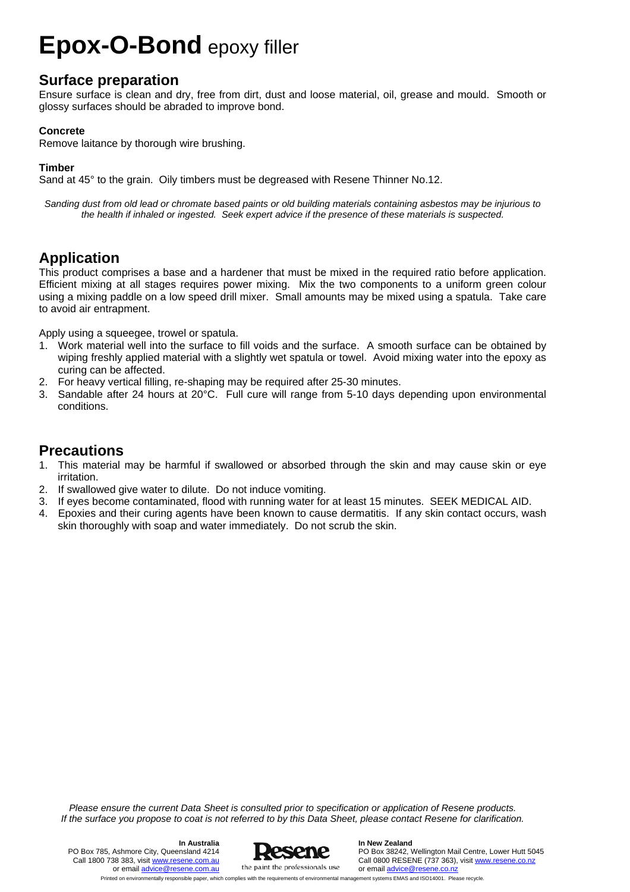# **Epox-O-Bond** epoxy filler

## Surface preparation

Ensure surface is clean and dry, free from dirt, dust and loose material, oil, grease and mould. Smooth or glossy surfaces should be abraded to improve bond.

**Concrete**
Remove laitance by thorough wire brushing.

**Timber**
Sand at 45° to the grain. Oily timbers must be degreased with Resene Thinner No.12.

*Sanding dust from old lead or chromate based paints or old building materials containing asbestos may be injurious to the health if inhaled or ingested. Seek expert advice if the presence of these materials is suspected.*

## Application

This product comprises a base and a hardener that must be mixed in the required ratio before application. Efficient mixing at all stages requires power mixing. Mix the two components to a uniform green colour using a mixing paddle on a low speed drill mixer. Small amounts may be mixed using a spatula. Take care to avoid air entrapment.

Apply using a squeegee, trowel or spatula.

1. Work material well into the surface to fill voids and the surface. A smooth surface can be obtained by wiping freshly applied material with a slightly wet spatula or towel. Avoid mixing water into the epoxy as curing can be affected.
2. For heavy vertical filling, re-shaping may be required after 25-30 minutes.
3. Sandable after 24 hours at 20°C. Full cure will range from 5-10 days depending upon environmental conditions.

## Precautions

1. This material may be harmful if swallowed or absorbed through the skin and may cause skin or eye irritation.
2. If swallowed give water to dilute. Do not induce vomiting.
3. If eyes become contaminated, flood with running water for at least 15 minutes. SEEK MEDICAL AID.
4. Epoxies and their curing agents have been known to cause dermatitis. If any skin contact occurs, wash skin thoroughly with soap and water immediately. Do not scrub the skin.

*Please ensure the current Data Sheet is consulted prior to specification or application of Resene products. If the surface you propose to coat is not referred to by this Data Sheet, please contact Resene for clarification.*

**In Australia**
PO Box 785, Ashmore City, Queensland 4214
Call 1800 738 383, visit www.resene.com.au
or email advice@resene.com.au

Resene
the paint the professionals use

**In New Zealand**
PO Box 38242, Wellington Mail Centre, Lower Hutt 5045
Call 0800 RESENE (737 363), visit www.resene.co.nz
or email advice@resene.co.nz

Printed on environmentally responsible paper, which complies with the requirements of environmental management systems EMAS and ISO14001. Please recycle.